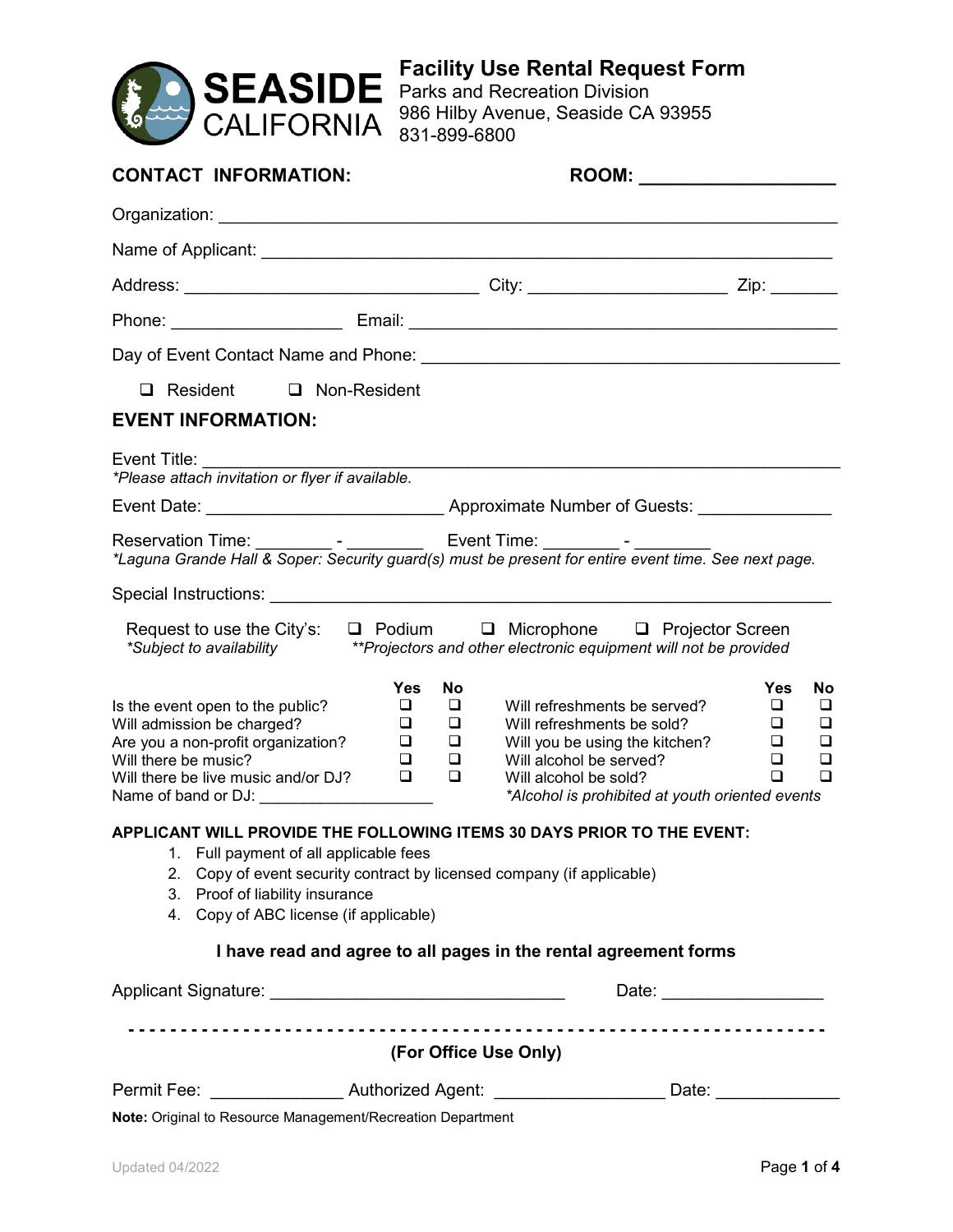# Facility Use Rental Request Form

SEASIDE CALIFORNIA

Parks and Recreation Division
986 Hilby Avenue, Seaside CA 93955
831-899-6800

**CONTACT INFORMATION:** **ROOM:** ___________________

Organization: ______________________________________________________________

Name of Applicant: __________________________________________________________

Address: ______________________________ City: ____________________ Zip: _______

Phone: __________________ Email: _____________________________________________

Day of Event Contact Name and Phone: ___________________________________________

❑ Resident ❑ Non-Resident

**EVENT INFORMATION:**

Event Title: _________________________________________________________________

*\*Please attach invitation or flyer if available.*

Event Date: ________________________ Approximate Number of Guests: ______________

Reservation Time: ________ - ________ Event Time: ________ - ________

*\*Laguna Grande Hall & Soper: Security guard(s) must be present for entire event time. See next page.*

Special Instructions: _________________________________________________________

Request to use the City's: ❑ Podium ❑ Microphone ❑ Projector Screen

*\*Subject to availability* *\*\*Projectors and other electronic equipment will not be provided*

| | Yes | No | | Yes | No |
|---|---|---|---|---|---|
| Is the event open to the public? | ❑ | ❑ | Will refreshments be served? | ❑ | ❑ |
| Will admission be charged? | ❑ | ❑ | Will refreshments be sold? | ❑ | ❑ |
| Are you a non-profit organization? | ❑ | ❑ | Will you be using the kitchen? | ❑ | ❑ |
| Will there be music? | ❑ | ❑ | Will alcohol be served? | ❑ | ❑ |
| Will there be live music and/or DJ? | ❑ | ❑ | Will alcohol be sold? | ❑ | ❑ |
| Name of band or DJ: ___________________ | | | *\*Alcohol is prohibited at youth oriented events* | | |

**APPLICANT WILL PROVIDE THE FOLLOWING ITEMS 30 DAYS PRIOR TO THE EVENT:**

1. Full payment of all applicable fees
2. Copy of event security contract by licensed company (if applicable)
3. Proof of liability insurance
4. Copy of ABC license (if applicable)

**I have read and agree to all pages in the rental agreement forms**

Applicant Signature: ______________________________ Date: ________________

- - - - - - - - - - - - - - - - - - - - - - - - - - - - - - - - - - - - - - - - - - - - - - - -

**(For Office Use Only)**

Permit Fee: ______________ Authorized Agent: __________________ Date: _____________

**Note:** Original to Resource Management/Recreation Department

Updated 04/2022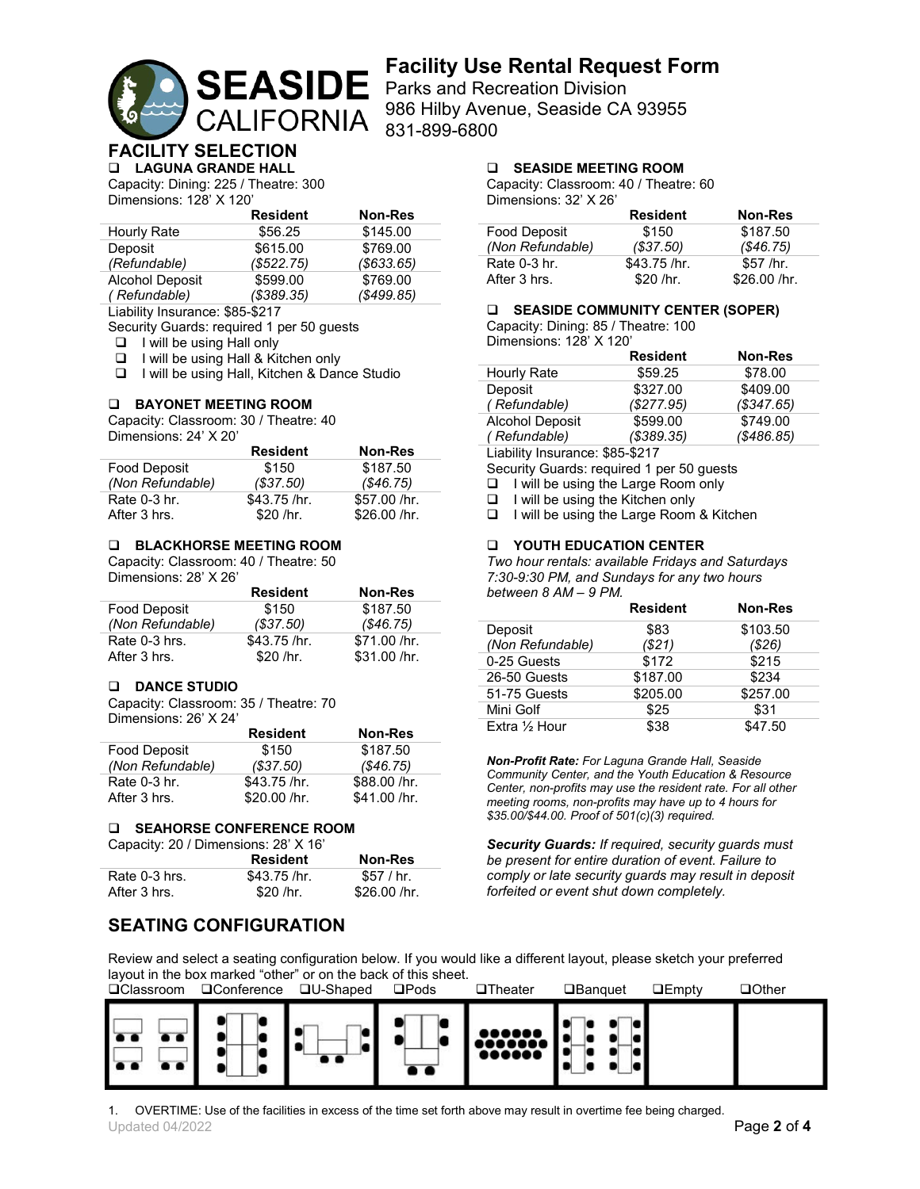# Facility Use Rental Request Form

Parks and Recreation Division
986 Hilby Avenue, Seaside CA 93955
831-899-6800

## FACILITY SELECTION

### ❑ LAGUNA GRANDE HALL

Capacity: Dining: 225 / Theatre: 300
Dimensions: 128' X 120'

| | Resident | Non-Res |
|---|---|---|
| Hourly Rate | $56.25 | $145.00 |
| Deposit *(Refundable)* | $615.00 *($522.75)* | $769.00 *($633.65)* |
| Alcohol Deposit *( Refundable)* | $599.00 *($389.35)* | $769.00 *($499.85)* |

Liability Insurance: $85-$217
Security Guards: required 1 per 50 guests

- ❑ I will be using Hall only
- ❑ I will be using Hall & Kitchen only
- ❑ I will be using Hall, Kitchen & Dance Studio

### ❑ BAYONET MEETING ROOM

Capacity: Classroom: 30 / Theatre: 40
Dimensions: 24' X 20'

| | Resident | Non-Res |
|---|---|---|
| Food Deposit *(Non Refundable)* | $150 *($37.50)* | $187.50 *($46.75)* |
| Rate 0-3 hr. | $43.75 /hr. | $57.00 /hr. |
| After 3 hrs. | $20 /hr. | $26.00 /hr. |

### ❑ BLACKHORSE MEETING ROOM

Capacity: Classroom: 40 / Theatre: 50
Dimensions: 28' X 26'

| | Resident | Non-Res |
|---|---|---|
| Food Deposit *(Non Refundable)* | $150 *($37.50)* | $187.50 *($46.75)* |
| Rate 0-3 hrs. | $43.75 /hr. | $71.00 /hr. |
| After 3 hrs. | $20 /hr. | $31.00 /hr. |

### ❑ DANCE STUDIO

Capacity: Classroom: 35 / Theatre: 70
Dimensions: 26' X 24'

| | Resident | Non-Res |
|---|---|---|
| Food Deposit *(Non Refundable)* | $150 *($37.50)* | $187.50 *($46.75)* |
| Rate 0-3 hr. | $43.75 /hr. | $88.00 /hr. |
| After 3 hrs. | $20.00 /hr. | $41.00 /hr. |

### ❑ SEAHORSE CONFERENCE ROOM

Capacity: 20 / Dimensions: 28' X 16'

| | Resident | Non-Res |
|---|---|---|
| Rate 0-3 hrs. | $43.75 /hr. | $57 / hr. |
| After 3 hrs. | $20 /hr. | $26.00 /hr. |

### ❑ SEASIDE MEETING ROOM

Capacity: Classroom: 40 / Theatre: 60
Dimensions: 32' X 26'

| | Resident | Non-Res |
|---|---|---|
| Food Deposit *(Non Refundable)* | $150 *($37.50)* | $187.50 *($46.75)* |
| Rate 0-3 hr. | $43.75 /hr. | $57 /hr. |
| After 3 hrs. | $20 /hr. | $26.00 /hr. |

### ❑ SEASIDE COMMUNITY CENTER (SOPER)

Capacity: Dining: 85 / Theatre: 100
Dimensions: 128' X 120'

| | Resident | Non-Res |
|---|---|---|
| Hourly Rate | $59.25 | $78.00 |
| Deposit *( Refundable)* | $327.00 *($277.95)* | $409.00 *($347.65)* |
| Alcohol Deposit *( Refundable)* | $599.00 *($389.35)* | $749.00 *($486.85)* |

Liability Insurance: $85-$217
Security Guards: required 1 per 50 guests

- ❑ I will be using the Large Room only
- ❑ I will be using the Kitchen only
- ❑ I will be using the Large Room & Kitchen

### ❑ YOUTH EDUCATION CENTER

*Two hour rentals: available Fridays and Saturdays 7:30-9:30 PM, and Sundays for any two hours between 8 AM – 9 PM.*

| | Resident | Non-Res |
|---|---|---|
| Deposit *(Non Refundable)* | $83 *($21)* | $103.50 *($26)* |
| 0-25 Guests | $172 | $215 |
| 26-50 Guests | $187.00 | $234 |
| 51-75 Guests | $205.00 | $257.00 |
| Mini Golf | $25 | $31 |
| Extra ½ Hour | $38 | $47.50 |

***Non-Profit Rate:*** *For Laguna Grande Hall, Seaside Community Center, and the Youth Education & Resource Center, non-profits may use the resident rate. For all other meeting rooms, non-profits may have up to 4 hours for $35.00/$44.00. Proof of 501(c)(3) required.*

***Security Guards:*** *If required, security guards must be present for entire duration of event. Failure to comply or late security guards may result in deposit forfeited or event shut down completely.*

## SEATING CONFIGURATION

Review and select a seating configuration below. If you would like a different layout, please sketch your preferred layout in the box marked "other" or on the back of this sheet.

❑Classroom ❑Conference ❑U-Shaped ❑Pods ❑Theater ❑Banquet ❑Empty ❑Other

1. OVERTIME: Use of the facilities in excess of the time set forth above may result in overtime fee being charged.

Updated 04/2022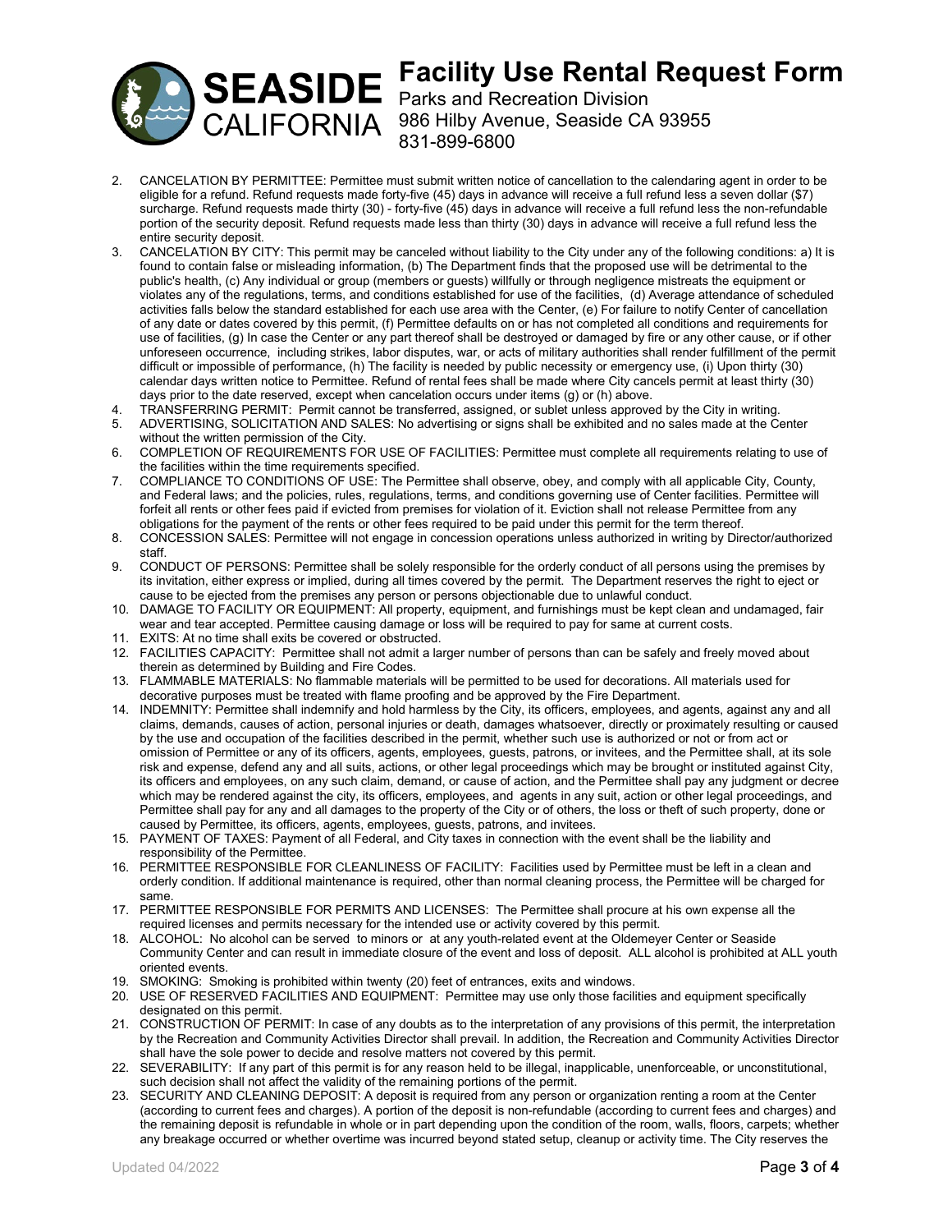2. CANCELATION BY PERMITTEE: Permittee must submit written notice of cancellation to the calendaring agent in order to be eligible for a refund. Refund requests made forty-five (45) days in advance will receive a full refund less a seven dollar ($7) surcharge. Refund requests made thirty (30) - forty-five (45) days in advance will receive a full refund less the non-refundable portion of the security deposit. Refund requests made less than thirty (30) days in advance will receive a full refund less the entire security deposit.
3. CANCELATION BY CITY: This permit may be canceled without liability to the City under any of the following conditions: a) It is found to contain false or misleading information, (b) The Department finds that the proposed use will be detrimental to the public's health, (c) Any individual or group (members or guests) willfully or through negligence mistreats the equipment or violates any of the regulations, terms, and conditions established for use of the facilities, (d) Average attendance of scheduled activities falls below the standard established for each use area with the Center, (e) For failure to notify Center of cancellation of any date or dates covered by this permit, (f) Permittee defaults on or has not completed all conditions and requirements for use of facilities, (g) In case the Center or any part thereof shall be destroyed or damaged by fire or any other cause, or if other unforeseen occurrence, including strikes, labor disputes, war, or acts of military authorities shall render fulfillment of the permit difficult or impossible of performance, (h) The facility is needed by public necessity or emergency use, (i) Upon thirty (30) calendar days written notice to Permittee. Refund of rental fees shall be made where City cancels permit at least thirty (30) days prior to the date reserved, except when cancelation occurs under items (g) or (h) above.
4. TRANSFERRING PERMIT: Permit cannot be transferred, assigned, or sublet unless approved by the City in writing.
5. ADVERTISING, SOLICITATION AND SALES: No advertising or signs shall be exhibited and no sales made at the Center without the written permission of the City.
6. COMPLETION OF REQUIREMENTS FOR USE OF FACILITIES: Permittee must complete all requirements relating to use of the facilities within the time requirements specified.
7. COMPLIANCE TO CONDITIONS OF USE: The Permittee shall observe, obey, and comply with all applicable City, County, and Federal laws; and the policies, rules, regulations, terms, and conditions governing use of Center facilities. Permittee will forfeit all rents or other fees paid if evicted from premises for violation of it. Eviction shall not release Permittee from any obligations for the payment of the rents or other fees required to be paid under this permit for the term thereof.
8. CONCESSION SALES: Permittee will not engage in concession operations unless authorized in writing by Director/authorized staff.
9. CONDUCT OF PERSONS: Permittee shall be solely responsible for the orderly conduct of all persons using the premises by its invitation, either express or implied, during all times covered by the permit. The Department reserves the right to eject or cause to be ejected from the premises any person or persons objectionable due to unlawful conduct.
10. DAMAGE TO FACILITY OR EQUIPMENT: All property, equipment, and furnishings must be kept clean and undamaged, fair wear and tear accepted. Permittee causing damage or loss will be required to pay for same at current costs.
11. EXITS: At no time shall exits be covered or obstructed.
12. FACILITIES CAPACITY: Permittee shall not admit a larger number of persons than can be safely and freely moved about therein as determined by Building and Fire Codes.
13. FLAMMABLE MATERIALS: No flammable materials will be permitted to be used for decorations. All materials used for decorative purposes must be treated with flame proofing and be approved by the Fire Department.
14. INDEMNITY: Permittee shall indemnify and hold harmless by the City, its officers, employees, and agents, against any and all claims, demands, causes of action, personal injuries or death, damages whatsoever, directly or proximately resulting or caused by the use and occupation of the facilities described in the permit, whether such use is authorized or not or from act or omission of Permittee or any of its officers, agents, employees, guests, patrons, or invitees, and the Permittee shall, at its sole risk and expense, defend any and all suits, actions, or other legal proceedings which may be brought or instituted against City, its officers and employees, on any such claim, demand, or cause of action, and the Permittee shall pay any judgment or decree which may be rendered against the city, its officers, employees, and agents in any suit, action or other legal proceedings, and Permittee shall pay for any and all damages to the property of the City or of others, the loss or theft of such property, done or caused by Permittee, its officers, agents, employees, guests, patrons, and invitees.
15. PAYMENT OF TAXES: Payment of all Federal, and City taxes in connection with the event shall be the liability and responsibility of the Permittee.
16. PERMITTEE RESPONSIBLE FOR CLEANLINESS OF FACILITY: Facilities used by Permittee must be left in a clean and orderly condition. If additional maintenance is required, other than normal cleaning process, the Permittee will be charged for same.
17. PERMITTEE RESPONSIBLE FOR PERMITS AND LICENSES: The Permittee shall procure at his own expense all the required licenses and permits necessary for the intended use or activity covered by this permit.
18. ALCOHOL: No alcohol can be served to minors or at any youth-related event at the Oldemeyer Center or Seaside Community Center and can result in immediate closure of the event and loss of deposit. ALL alcohol is prohibited at ALL youth oriented events.
19. SMOKING: Smoking is prohibited within twenty (20) feet of entrances, exits and windows.
20. USE OF RESERVED FACILITIES AND EQUIPMENT: Permittee may use only those facilities and equipment specifically designated on this permit.
21. CONSTRUCTION OF PERMIT: In case of any doubts as to the interpretation of any provisions of this permit, the interpretation by the Recreation and Community Activities Director shall prevail. In addition, the Recreation and Community Activities Director shall have the sole power to decide and resolve matters not covered by this permit.
22. SEVERABILITY: If any part of this permit is for any reason held to be illegal, inapplicable, unenforceable, or unconstitutional, such decision shall not affect the validity of the remaining portions of the permit.
23. SECURITY AND CLEANING DEPOSIT: A deposit is required from any person or organization renting a room at the Center (according to current fees and charges). A portion of the deposit is non-refundable (according to current fees and charges) and the remaining deposit is refundable in whole or in part depending upon the condition of the room, walls, floors, carpets; whether any breakage occurred or whether overtime was incurred beyond stated setup, cleanup or activity time. The City reserves the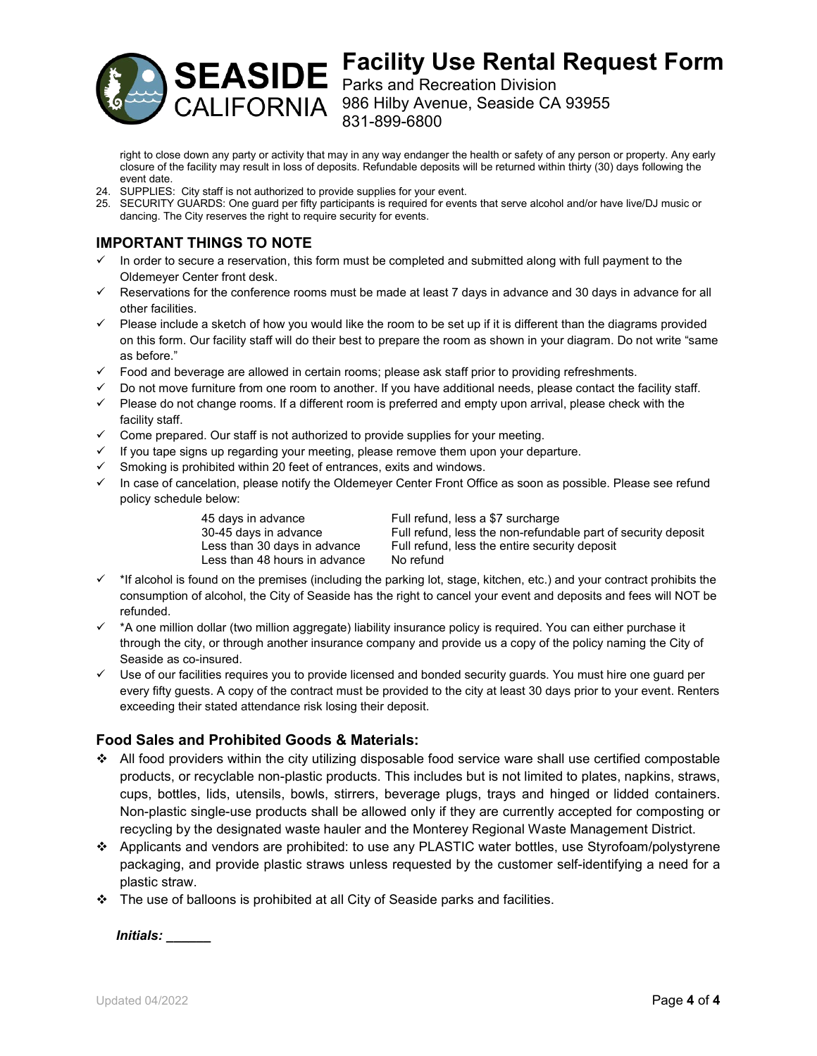# Facility Use Rental Request Form

**SEASIDE CALIFORNIA**
Parks and Recreation Division
986 Hilby Avenue, Seaside CA 93955
831-899-6800

right to close down any party or activity that may in any way endanger the health or safety of any person or property. Any early closure of the facility may result in loss of deposits. Refundable deposits will be returned within thirty (30) days following the event date.

24. SUPPLIES: City staff is not authorized to provide supplies for your event.
25. SECURITY GUARDS: One guard per fifty participants is required for events that serve alcohol and/or have live/DJ music or dancing. The City reserves the right to require security for events.

## IMPORTANT THINGS TO NOTE

- ✓ In order to secure a reservation, this form must be completed and submitted along with full payment to the Oldemeyer Center front desk.
- ✓ Reservations for the conference rooms must be made at least 7 days in advance and 30 days in advance for all other facilities.
- ✓ Please include a sketch of how you would like the room to be set up if it is different than the diagrams provided on this form. Our facility staff will do their best to prepare the room as shown in your diagram. Do not write "same as before."
- ✓ Food and beverage are allowed in certain rooms; please ask staff prior to providing refreshments.
- ✓ Do not move furniture from one room to another. If you have additional needs, please contact the facility staff.
- ✓ Please do not change rooms. If a different room is preferred and empty upon arrival, please check with the facility staff.
- ✓ Come prepared. Our staff is not authorized to provide supplies for your meeting.
- ✓ If you tape signs up regarding your meeting, please remove them upon your departure.
- ✓ Smoking is prohibited within 20 feet of entrances, exits and windows.
- ✓ In case of cancelation, please notify the Oldemeyer Center Front Office as soon as possible. Please see refund policy schedule below:

| | |
|---|---|
| 45 days in advance | Full refund, less a $7 surcharge |
| 30-45 days in advance | Full refund, less the non-refundable part of security deposit |
| Less than 30 days in advance | Full refund, less the entire security deposit |
| Less than 48 hours in advance | No refund |

- ✓ *If alcohol is found on the premises (including the parking lot, stage, kitchen, etc.) and your contract prohibits the consumption of alcohol, the City of Seaside has the right to cancel your event and deposits and fees will NOT be refunded.
- ✓ *A one million dollar (two million aggregate) liability insurance policy is required. You can either purchase it through the city, or through another insurance company and provide us a copy of the policy naming the City of Seaside as co-insured.
- ✓ Use of our facilities requires you to provide licensed and bonded security guards. You must hire one guard per every fifty guests. A copy of the contract must be provided to the city at least 30 days prior to your event. Renters exceeding their stated attendance risk losing their deposit.

### Food Sales and Prohibited Goods & Materials:

- ❖ All food providers within the city utilizing disposable food service ware shall use certified compostable products, or recyclable non-plastic products. This includes but is not limited to plates, napkins, straws, cups, bottles, lids, utensils, bowls, stirrers, beverage plugs, trays and hinged or lidded containers. Non-plastic single-use products shall be allowed only if they are currently accepted for composting or recycling by the designated waste hauler and the Monterey Regional Waste Management District.
- ❖ Applicants and vendors are prohibited: to use any PLASTIC water bottles, use Styrofoam/polystyrene packaging, and provide plastic straws unless requested by the customer self-identifying a need for a plastic straw.
- ❖ The use of balloons is prohibited at all City of Seaside parks and facilities.

***Initials:*** ______

Updated 04/2022